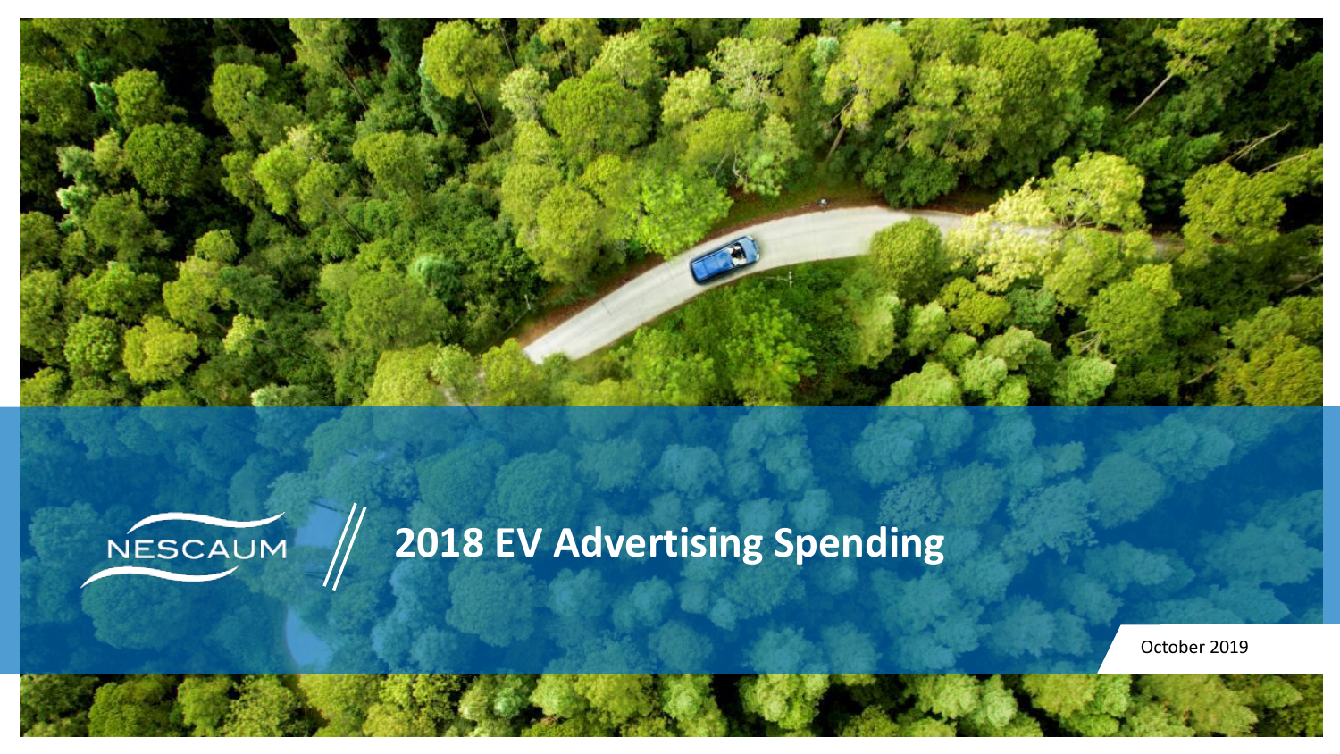NESCAUM

# 2018 EV Advertising Spending

October 2019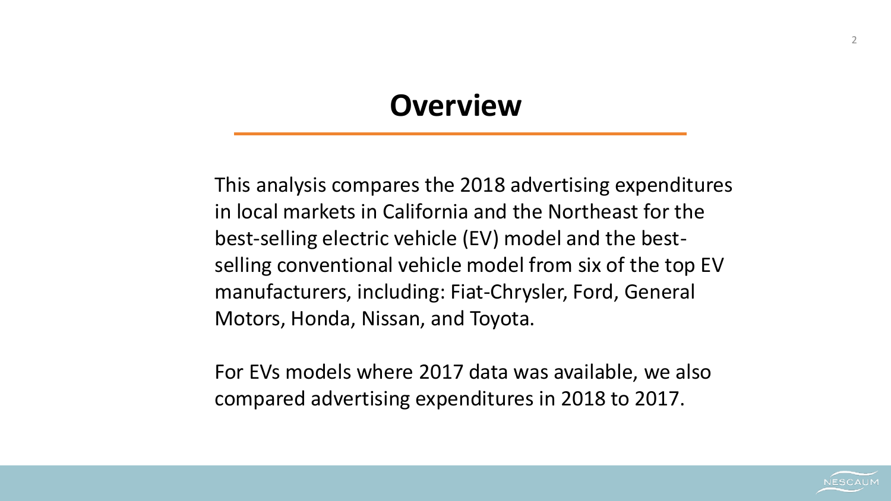# Overview

This analysis compares the 2018 advertising expenditures in local markets in California and the Northeast for the best-selling electric vehicle (EV) model and the best-selling conventional vehicle model from six of the top EV manufacturers, including: Fiat-Chrysler, Ford, General Motors, Honda, Nissan, and Toyota.

For EVs models where 2017 data was available, we also compared advertising expenditures in 2018 to 2017.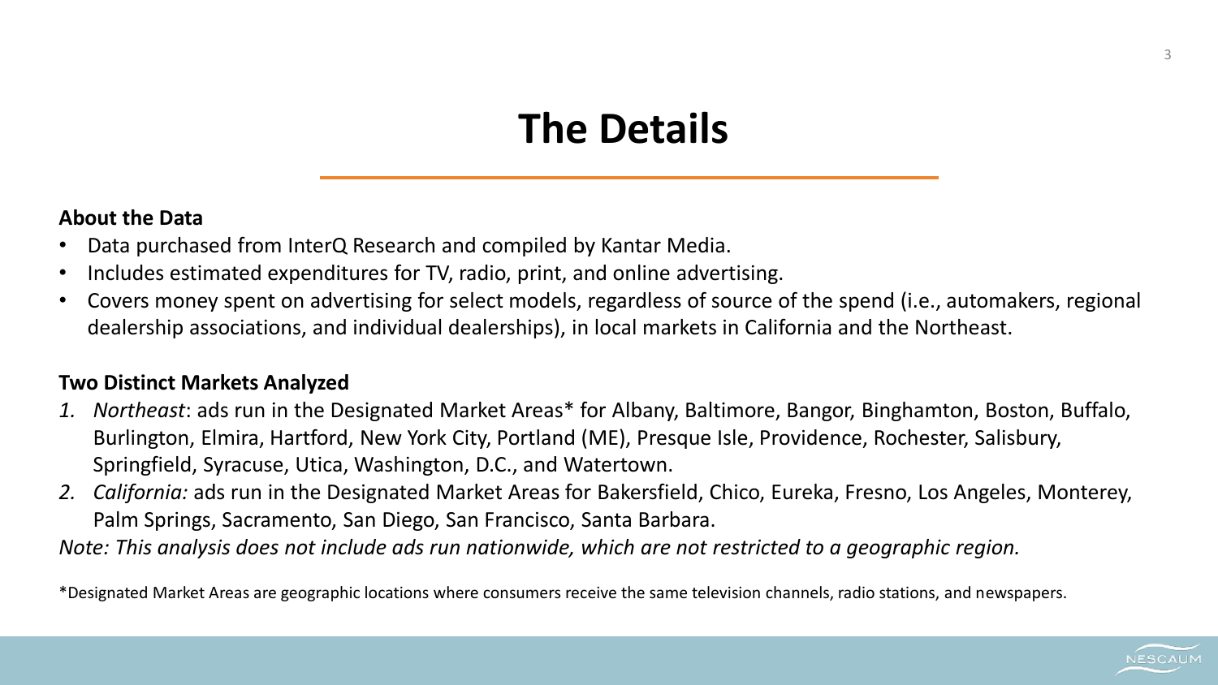# The Details

**About the Data**

- Data purchased from InterQ Research and compiled by Kantar Media.
- Includes estimated expenditures for TV, radio, print, and online advertising.
- Covers money spent on advertising for select models, regardless of source of the spend (i.e., automakers, regional dealership associations, and individual dealerships), in local markets in California and the Northeast.

**Two Distinct Markets Analyzed**

1. *Northeast*: ads run in the Designated Market Areas* for Albany, Baltimore, Bangor, Binghamton, Boston, Buffalo, Burlington, Elmira, Hartford, New York City, Portland (ME), Presque Isle, Providence, Rochester, Salisbury, Springfield, Syracuse, Utica, Washington, D.C., and Watertown.
2. *California:* ads run in the Designated Market Areas for Bakersfield, Chico, Eureka, Fresno, Los Angeles, Monterey, Palm Springs, Sacramento, San Diego, San Francisco, Santa Barbara.

*Note: This analysis does not include ads run nationwide, which are not restricted to a geographic region.*

*Designated Market Areas are geographic locations where consumers receive the same television channels, radio stations, and newspapers.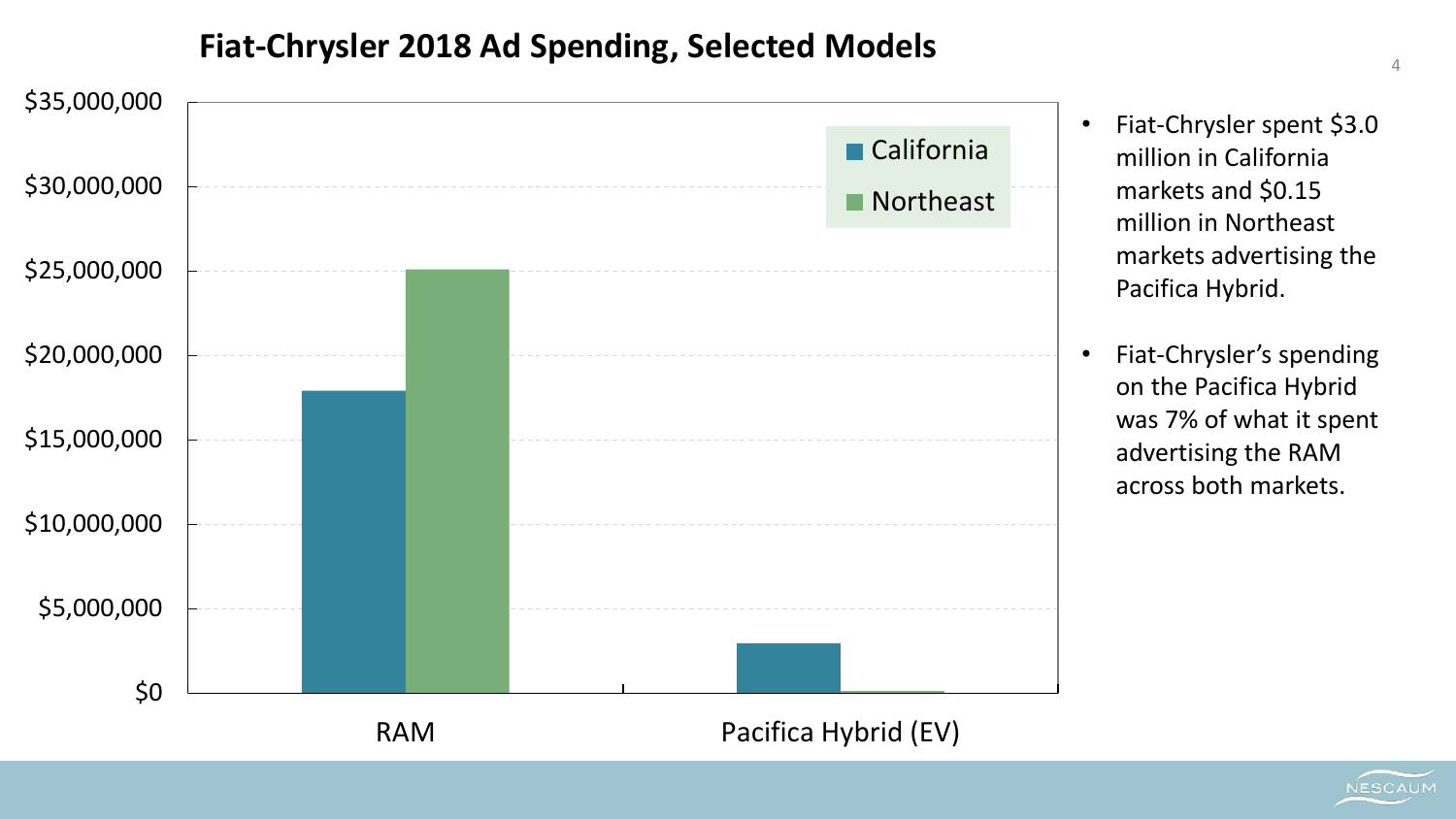## Fiat-Chrysler 2018 Ad Spending, Selected Models

$35,000,000
$30,000,000
$25,000,000
$20,000,000
$15,000,000
$10,000,000
$5,000,000
$0

California
Northeast

RAM
Pacifica Hybrid (EV)

- Fiat-Chrysler spent $3.0 million in California markets and $0.15 million in Northeast markets advertising the Pacifica Hybrid.
- Fiat-Chrysler's spending on the Pacifica Hybrid was 7% of what it spent advertising the RAM across both markets.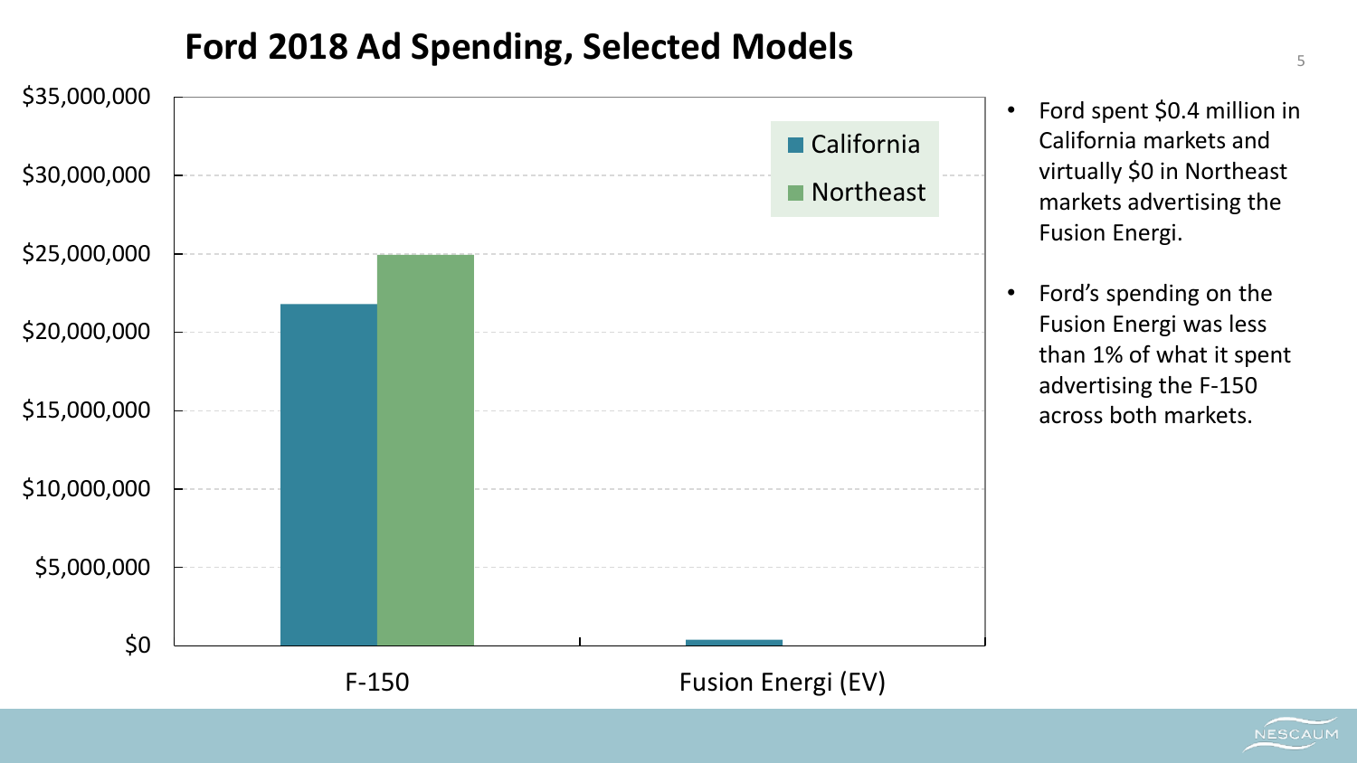# Ford 2018 Ad Spending, Selected Models

$35,000,000
$30,000,000
$25,000,000
$20,000,000
$15,000,000
$10,000,000
$5,000,000
$0

California
Northeast

F-150
Fusion Energi (EV)

- Ford spent $0.4 million in California markets and virtually $0 in Northeast markets advertising the Fusion Energi.
- Ford's spending on the Fusion Energi was less than 1% of what it spent advertising the F-150 across both markets.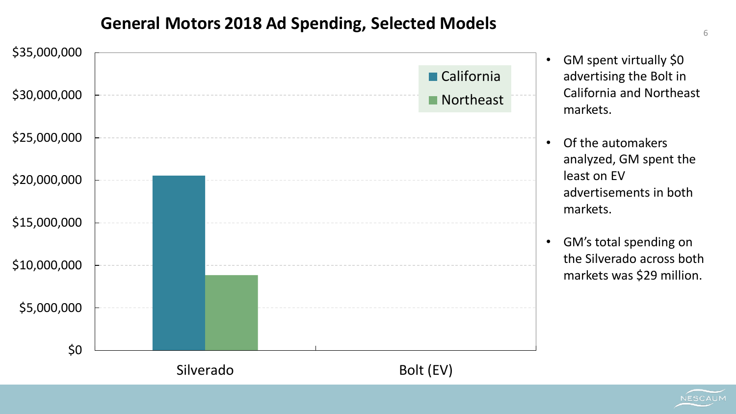# General Motors 2018 Ad Spending, Selected Models

$35,000,000

$30,000,000

$25,000,000

$20,000,000

$15,000,000

$10,000,000

$5,000,000

$0

California

Northeast

Silverado

Bolt (EV)

- GM spent virtually $0 advertising the Bolt in California and Northeast markets.
- Of the automakers analyzed, GM spent the least on EV advertisements in both markets.
- GM's total spending on the Silverado across both markets was $29 million.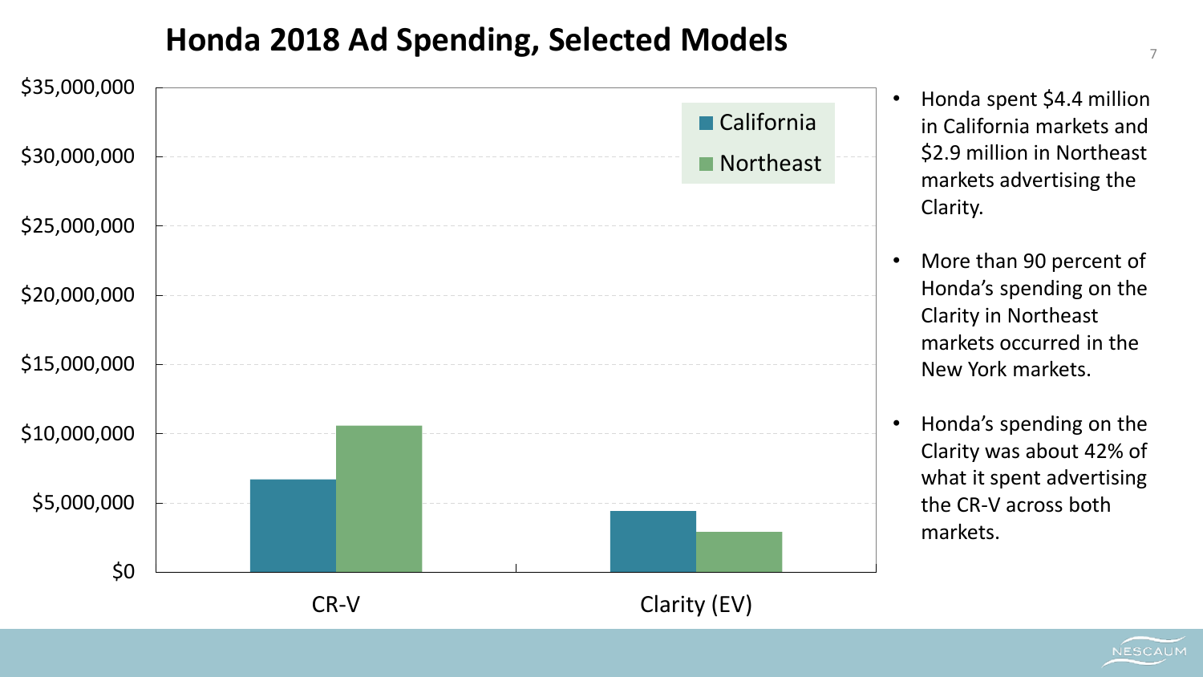# Honda 2018 Ad Spending, Selected Models

$35,000,000
$30,000,000
$25,000,000
$20,000,000
$15,000,000
$10,000,000
$5,000,000
$0

California
Northeast

CR-V
Clarity (EV)

- Honda spent $4.4 million in California markets and $2.9 million in Northeast markets advertising the Clarity.
- More than 90 percent of Honda's spending on the Clarity in Northeast markets occurred in the New York markets.
- Honda's spending on the Clarity was about 42% of what it spent advertising the CR-V across both markets.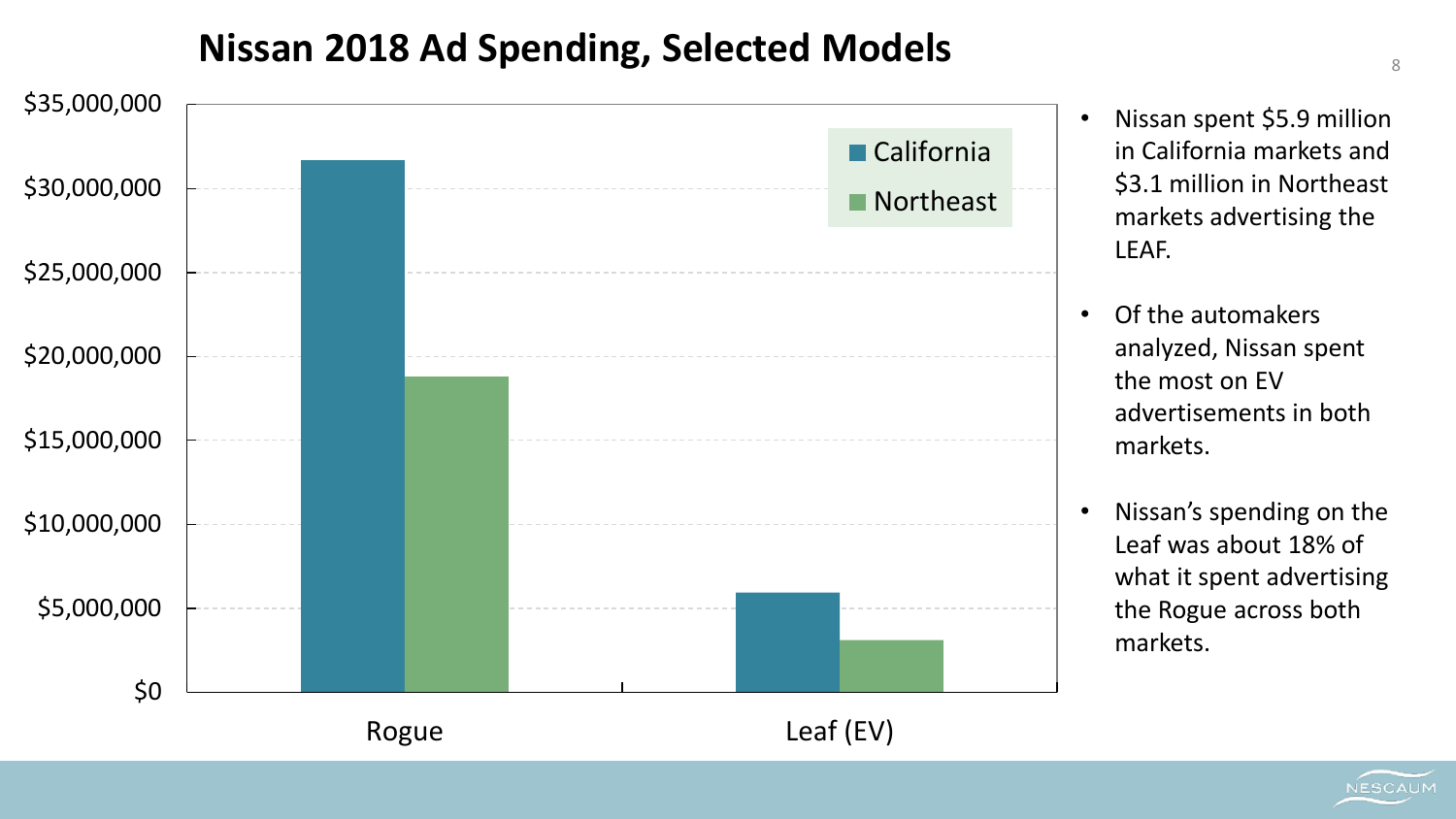# Nissan 2018 Ad Spending, Selected Models

$35,000,000
$30,000,000
$25,000,000
$20,000,000
$15,000,000
$10,000,000
$5,000,000
$0

California
Northeast

Rogue
Leaf (EV)

- Nissan spent $5.9 million in California markets and $3.1 million in Northeast markets advertising the LEAF.
- Of the automakers analyzed, Nissan spent the most on EV advertisements in both markets.
- Nissan's spending on the Leaf was about 18% of what it spent advertising the Rogue across both markets.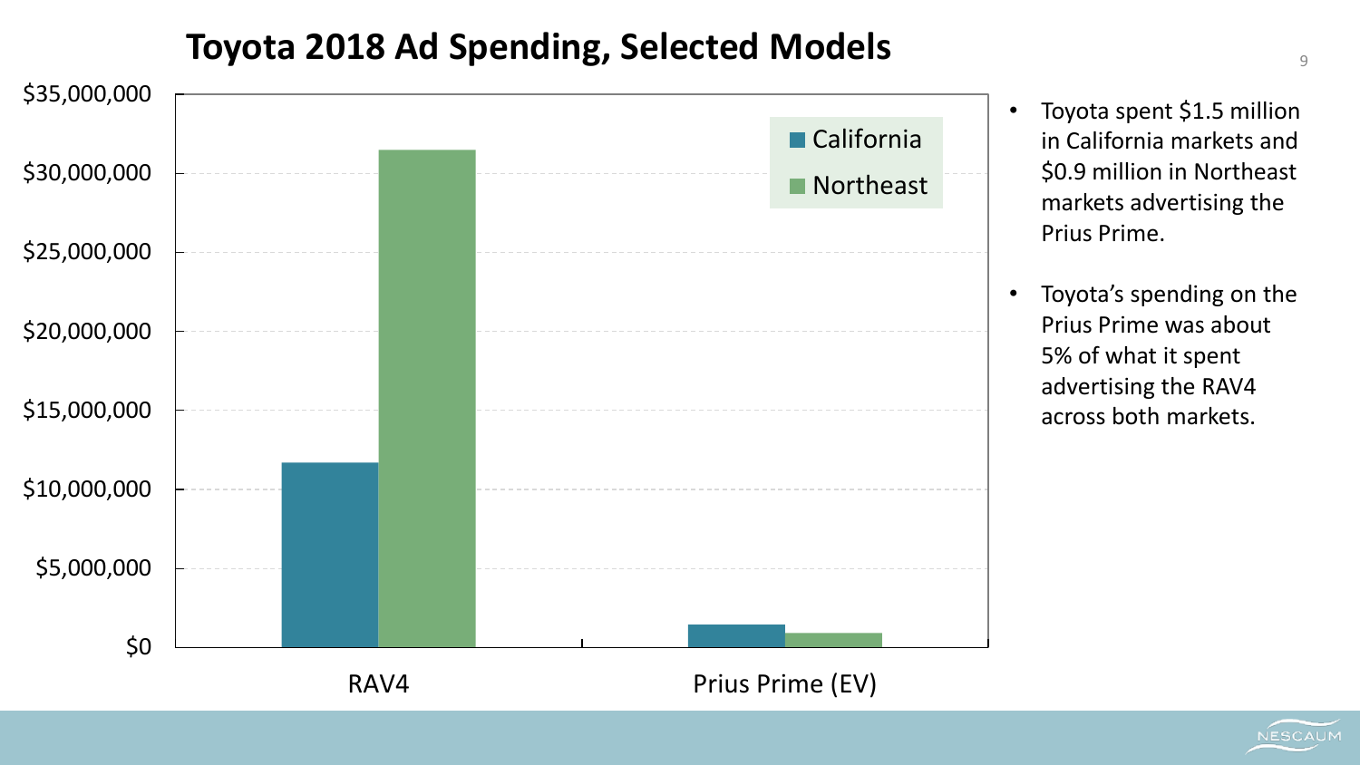# Toyota 2018 Ad Spending, Selected Models

$35,000,000
$30,000,000
$25,000,000
$20,000,000
$15,000,000
$10,000,000
$5,000,000
$0

California
Northeast

RAV4
Prius Prime (EV)

- Toyota spent $1.5 million in California markets and $0.9 million in Northeast markets advertising the Prius Prime.
- Toyota's spending on the Prius Prime was about 5% of what it spent advertising the RAV4 across both markets.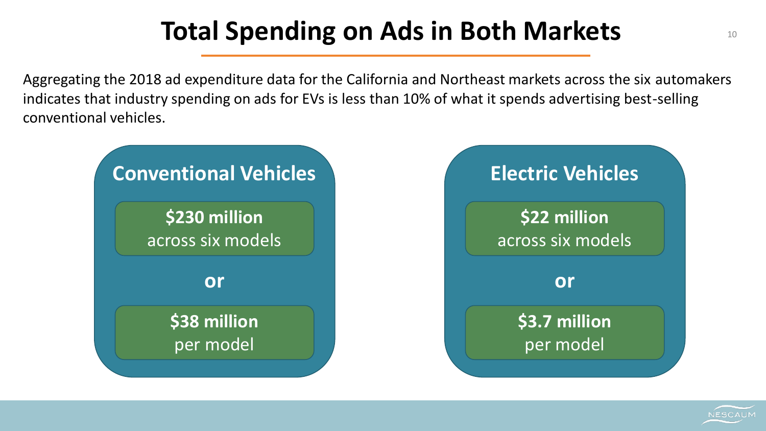# Total Spending on Ads in Both Markets

Aggregating the 2018 ad expenditure data for the California and Northeast markets across the six automakers indicates that industry spending on ads for EVs is less than 10% of what it spends advertising best-selling conventional vehicles.

## Conventional Vehicles

**$230 million**
across six models

**or**

**$38 million**
per model

## Electric Vehicles

**$22 million**
across six models

**or**

**$3.7 million**
per model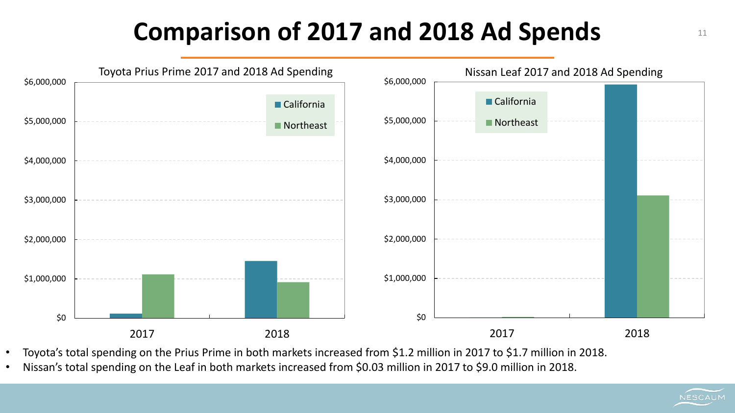# Comparison of 2017 and 2018 Ad Spends

Toyota Prius Prime 2017 and 2018 Ad Spending

$6,000,000
$5,000,000
$4,000,000
$3,000,000
$2,000,000
$1,000,000
$0

2017
2018

California
Northeast

Nissan Leaf 2017 and 2018 Ad Spending

$6,000,000
$5,000,000
$4,000,000
$3,000,000
$2,000,000
$1,000,000
$0

2017
2018

California
Northeast

- Toyota's total spending on the Prius Prime in both markets increased from $1.2 million in 2017 to $1.7 million in 2018.
- Nissan's total spending on the Leaf in both markets increased from $0.03 million in 2017 to $9.0 million in 2018.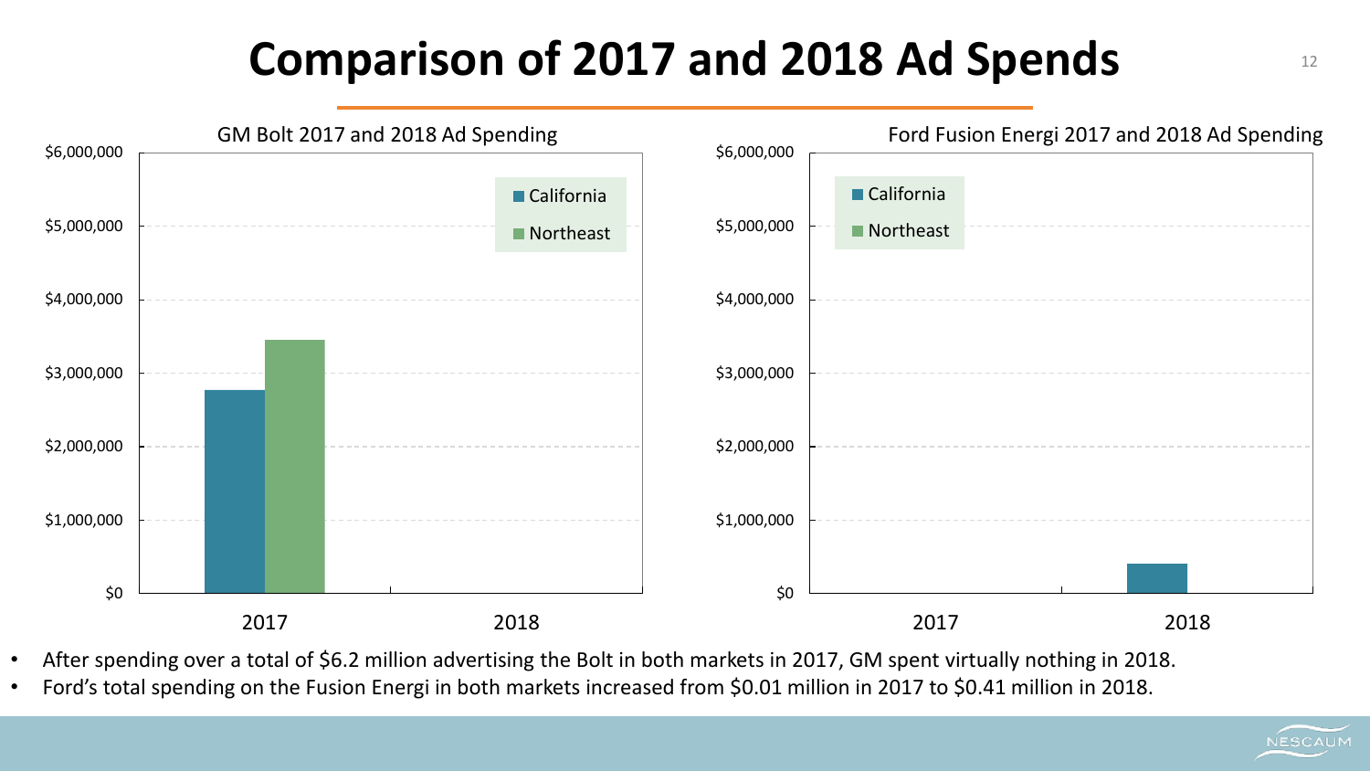# Comparison of 2017 and 2018 Ad Spends

GM Bolt 2017 and 2018 Ad Spending

$6,000,000
$5,000,000
$4,000,000
$3,000,000
$2,000,000
$1,000,000
$0

California
Northeast

2017
2018

Ford Fusion Energi 2017 and 2018 Ad Spending

$6,000,000
$5,000,000
$4,000,000
$3,000,000
$2,000,000
$1,000,000
$0

California
Northeast

2017
2018

- After spending over a total of $6.2 million advertising the Bolt in both markets in 2017, GM spent virtually nothing in 2018.
- Ford's total spending on the Fusion Energi in both markets increased from $0.01 million in 2017 to $0.41 million in 2018.